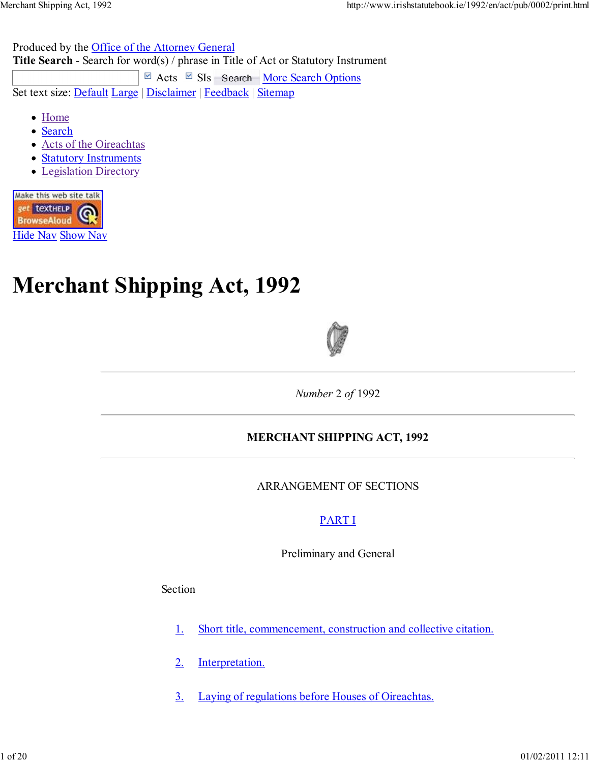Produced by the Office of the Attorney General
**Title Search** - Search for word(s) / phrase in Title of Act or Statutory Instrument

Acts SIs Search More Search Options

Set text size: Default Large | Disclaimer | Feedback | Sitemap

- Home
- Search
- Acts of the Oireachtas
- Statutory Instruments
- Legislation Directory

Hide Nav Show Nav

# Merchant Shipping Act, 1992

*Number* 2 *of* 1992

**MERCHANT SHIPPING ACT, 1992**

ARRANGEMENT OF SECTIONS

PART I

Preliminary and General

Section

1. Short title, commencement, construction and collective citation.

2. Interpretation.

3. Laying of regulations before Houses of Oireachtas.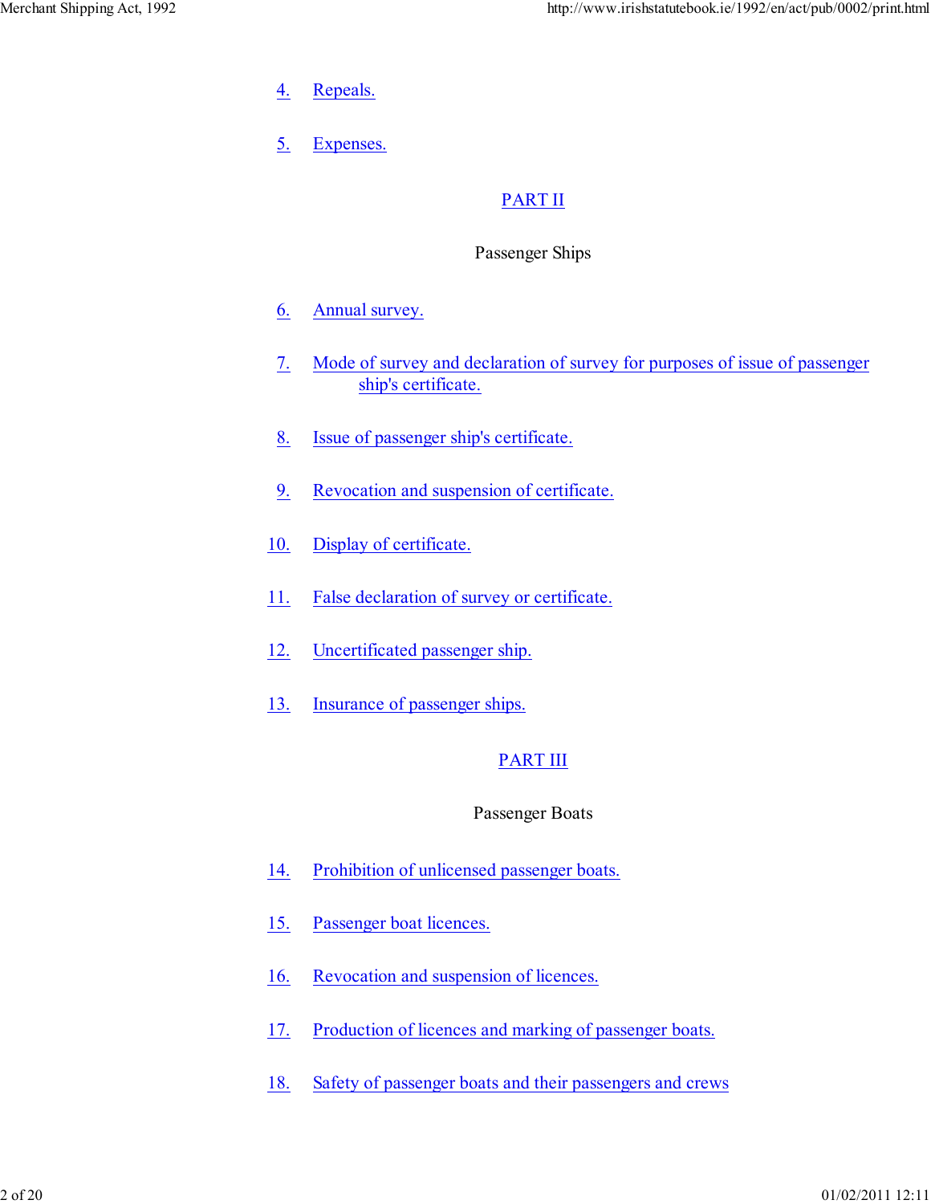4. Repeals.

5. Expenses.

## PART II

Passenger Ships

6. Annual survey.

7. Mode of survey and declaration of survey for purposes of issue of passenger ship's certificate.

8. Issue of passenger ship's certificate.

9. Revocation and suspension of certificate.

10. Display of certificate.

11. False declaration of survey or certificate.

12. Uncertificated passenger ship.

13. Insurance of passenger ships.

## PART III

Passenger Boats

14. Prohibition of unlicensed passenger boats.

15. Passenger boat licences.

16. Revocation and suspension of licences.

17. Production of licences and marking of passenger boats.

18. Safety of passenger boats and their passengers and crews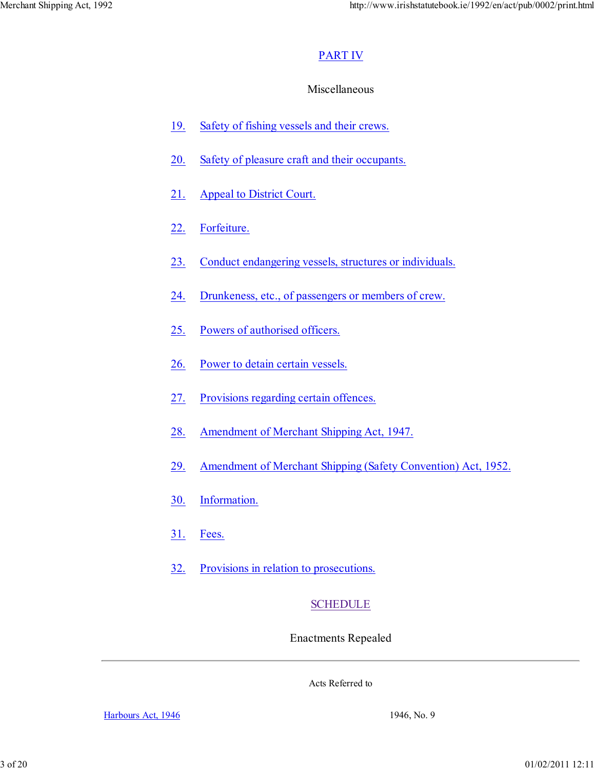## PART IV

Miscellaneous

19. Safety of fishing vessels and their crews.

20. Safety of pleasure craft and their occupants.

21. Appeal to District Court.

22. Forfeiture.

23. Conduct endangering vessels, structures or individuals.

24. Drunkeness, etc., of passengers or members of crew.

25. Powers of authorised officers.

26. Power to detain certain vessels.

27. Provisions regarding certain offences.

28. Amendment of Merchant Shipping Act, 1947.

29. Amendment of Merchant Shipping (Safety Convention) Act, 1952.

30. Information.

31. Fees.

32. Provisions in relation to prosecutions.

## SCHEDULE

Enactments Repealed

---

Acts Referred to

| | |
|---|---|
| Harbours Act, 1946 | 1946, No. 9 |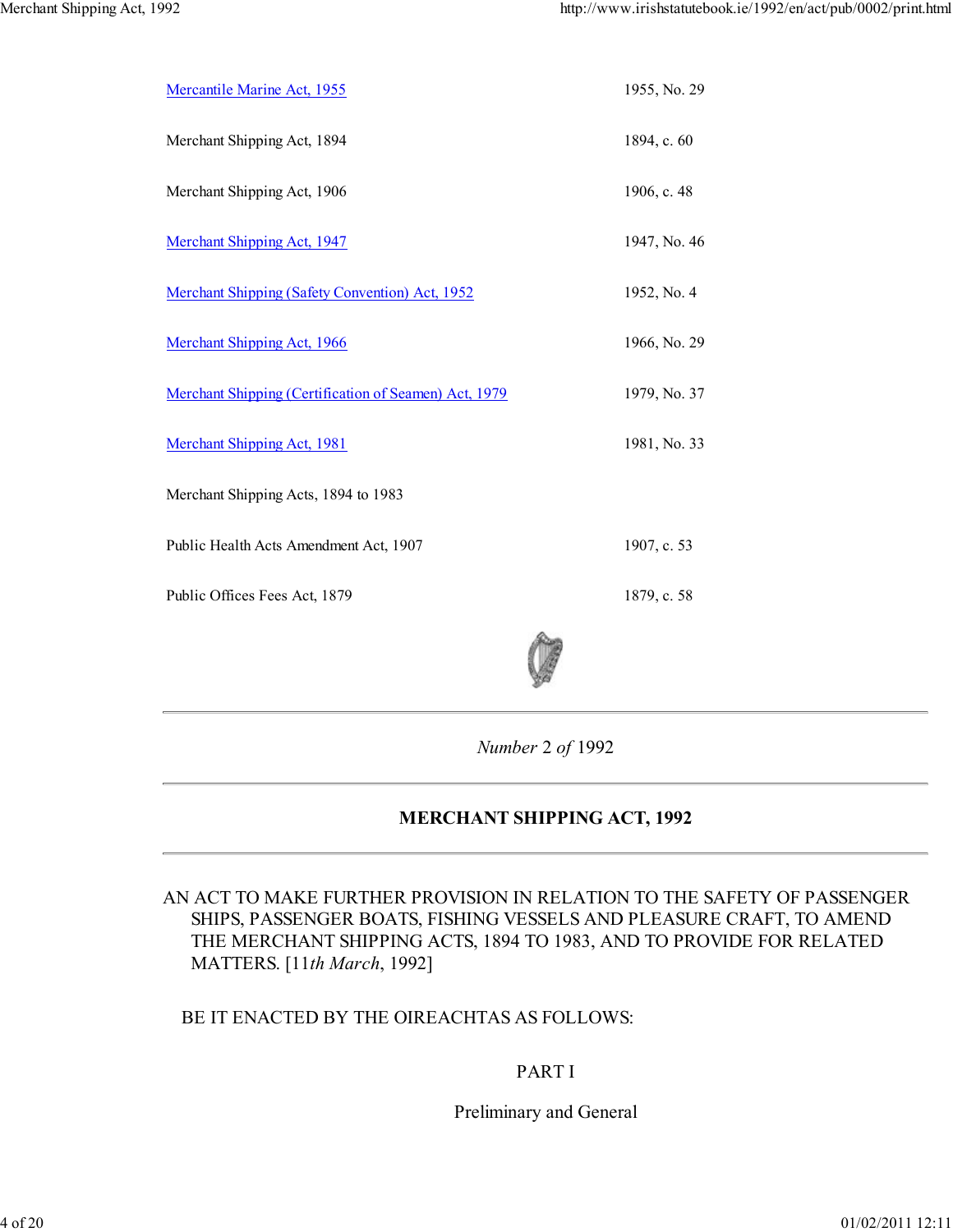| | |
|---|---|
| Mercantile Marine Act, 1955 | 1955, No. 29 |
| Merchant Shipping Act, 1894 | 1894, c. 60 |
| Merchant Shipping Act, 1906 | 1906, c. 48 |
| Merchant Shipping Act, 1947 | 1947, No. 46 |
| Merchant Shipping (Safety Convention) Act, 1952 | 1952, No. 4 |
| Merchant Shipping Act, 1966 | 1966, No. 29 |
| Merchant Shipping (Certification of Seamen) Act, 1979 | 1979, No. 37 |
| Merchant Shipping Act, 1981 | 1981, No. 33 |
| Merchant Shipping Acts, 1894 to 1983 | |
| Public Health Acts Amendment Act, 1907 | 1907, c. 53 |
| Public Offices Fees Act, 1879 | 1879, c. 58 |

---

*Number* 2 *of* 1992

---

**MERCHANT SHIPPING ACT, 1992**

---

AN ACT TO MAKE FURTHER PROVISION IN RELATION TO THE SAFETY OF PASSENGER SHIPS, PASSENGER BOATS, FISHING VESSELS AND PLEASURE CRAFT, TO AMEND THE MERCHANT SHIPPING ACTS, 1894 TO 1983, AND TO PROVIDE FOR RELATED MATTERS. [11*th March*, 1992]

BE IT ENACTED BY THE OIREACHTAS AS FOLLOWS:

PART I

Preliminary and General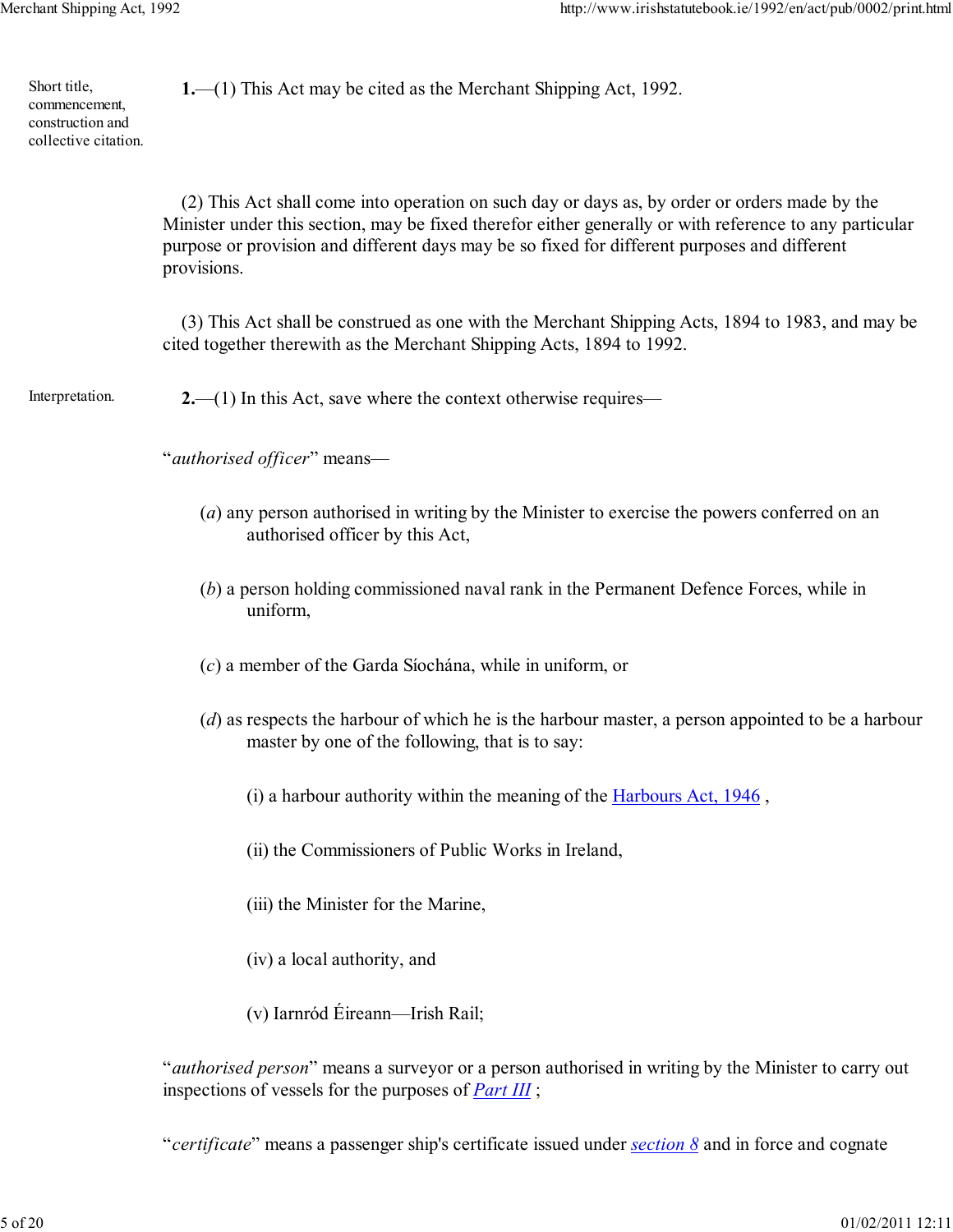Short title, commencement, construction and collective citation.

**1.**—(1) This Act may be cited as the Merchant Shipping Act, 1992.

(2) This Act shall come into operation on such day or days as, by order or orders made by the Minister under this section, may be fixed therefor either generally or with reference to any particular purpose or provision and different days may be so fixed for different purposes and different provisions.

(3) This Act shall be construed as one with the Merchant Shipping Acts, 1894 to 1983, and may be cited together therewith as the Merchant Shipping Acts, 1894 to 1992.

Interpretation.

**2.**—(1) In this Act, save where the context otherwise requires—

"*authorised officer*" means—

(*a*) any person authorised in writing by the Minister to exercise the powers conferred on an authorised officer by this Act,

(*b*) a person holding commissioned naval rank in the Permanent Defence Forces, while in uniform,

(*c*) a member of the Garda Síochána, while in uniform, or

(*d*) as respects the harbour of which he is the harbour master, a person appointed to be a harbour master by one of the following, that is to say:

(i) a harbour authority within the meaning of the Harbours Act, 1946 ,

(ii) the Commissioners of Public Works in Ireland,

(iii) the Minister for the Marine,

(iv) a local authority, and

(v) Iarnród Éireann—Irish Rail;

"*authorised person*" means a surveyor or a person authorised in writing by the Minister to carry out inspections of vessels for the purposes of *Part III* ;

"*certificate*" means a passenger ship's certificate issued under *section 8* and in force and cognate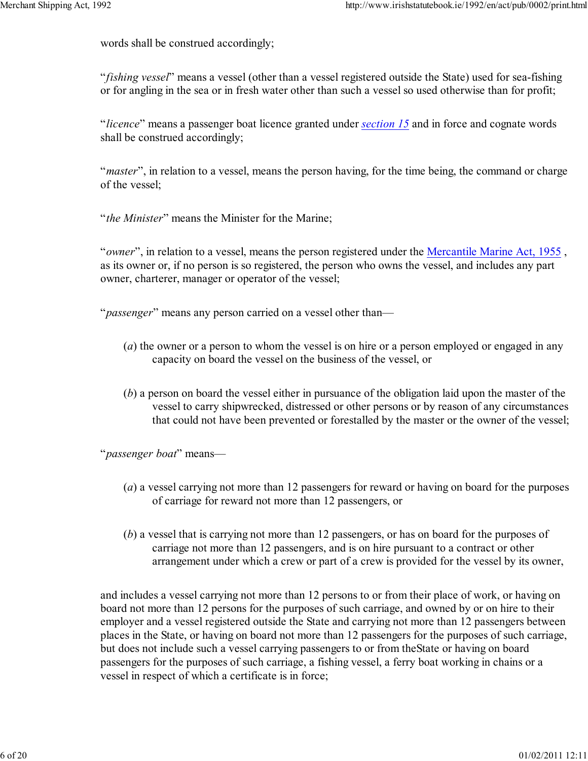words shall be construed accordingly;

“*fishing vessel*” means a vessel (other than a vessel registered outside the State) used for sea-fishing or for angling in the sea or in fresh water other than such a vessel so used otherwise than for profit;

“*licence*” means a passenger boat licence granted under *section 15* and in force and cognate words shall be construed accordingly;

“*master*”, in relation to a vessel, means the person having, for the time being, the command or charge of the vessel;

“*the Minister*” means the Minister for the Marine;

“*owner*”, in relation to a vessel, means the person registered under the Mercantile Marine Act, 1955 , as its owner or, if no person is so registered, the person who owns the vessel, and includes any part owner, charterer, manager or operator of the vessel;

“*passenger*” means any person carried on a vessel other than—

(*a*) the owner or a person to whom the vessel is on hire or a person employed or engaged in any capacity on board the vessel on the business of the vessel, or

(*b*) a person on board the vessel either in pursuance of the obligation laid upon the master of the vessel to carry shipwrecked, distressed or other persons or by reason of any circumstances that could not have been prevented or forestalled by the master or the owner of the vessel;

“*passenger boat*” means—

(*a*) a vessel carrying not more than 12 passengers for reward or having on board for the purposes of carriage for reward not more than 12 passengers, or

(*b*) a vessel that is carrying not more than 12 passengers, or has on board for the purposes of carriage not more than 12 passengers, and is on hire pursuant to a contract or other arrangement under which a crew or part of a crew is provided for the vessel by its owner,

and includes a vessel carrying not more than 12 persons to or from their place of work, or having on board not more than 12 persons for the purposes of such carriage, and owned by or on hire to their employer and a vessel registered outside the State and carrying not more than 12 passengers between places in the State, or having on board not more than 12 passengers for the purposes of such carriage, but does not include such a vessel carrying passengers to or from theState or having on board passengers for the purposes of such carriage, a fishing vessel, a ferry boat working in chains or a vessel in respect of which a certificate is in force;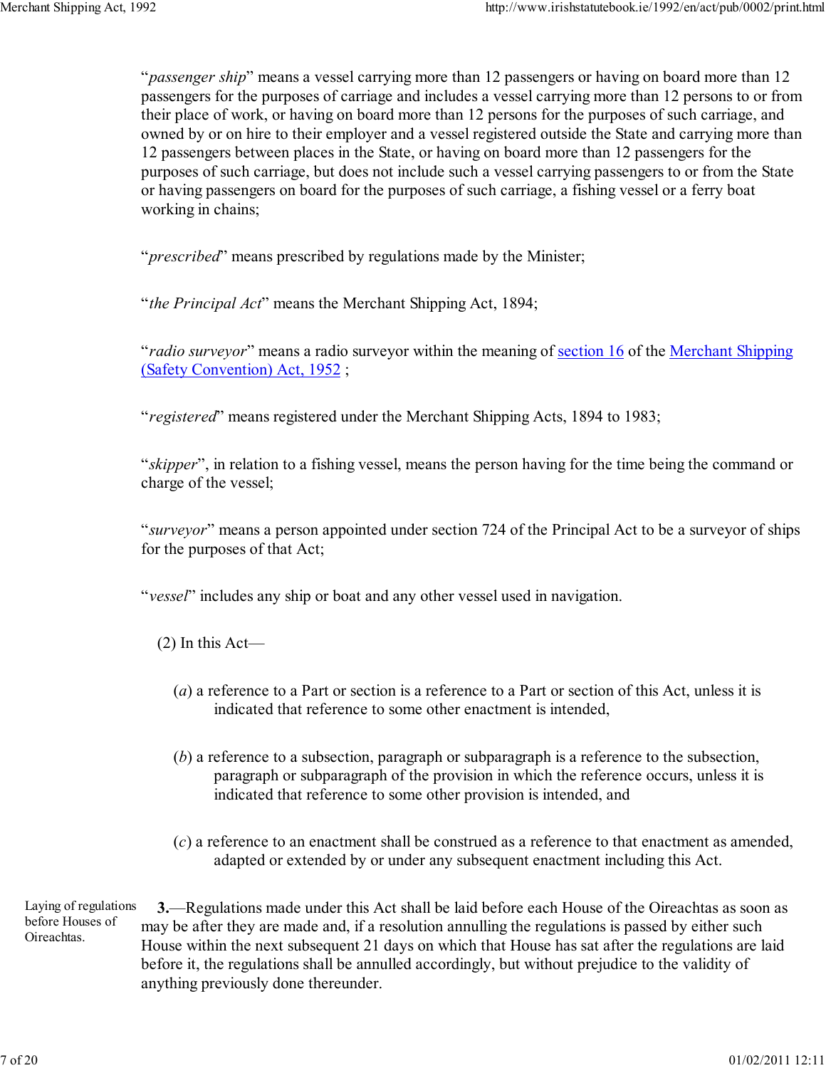"*passenger ship*" means a vessel carrying more than 12 passengers or having on board more than 12 passengers for the purposes of carriage and includes a vessel carrying more than 12 persons to or from their place of work, or having on board more than 12 persons for the purposes of such carriage, and owned by or on hire to their employer and a vessel registered outside the State and carrying more than 12 passengers between places in the State, or having on board more than 12 passengers for the purposes of such carriage, but does not include such a vessel carrying passengers to or from the State or having passengers on board for the purposes of such carriage, a fishing vessel or a ferry boat working in chains;

"*prescribed*" means prescribed by regulations made by the Minister;

"*the Principal Act*" means the Merchant Shipping Act, 1894;

"*radio surveyor*" means a radio surveyor within the meaning of section 16 of the Merchant Shipping (Safety Convention) Act, 1952 ;

"*registered*" means registered under the Merchant Shipping Acts, 1894 to 1983;

"*skipper*", in relation to a fishing vessel, means the person having for the time being the command or charge of the vessel;

"*surveyor*" means a person appointed under section 724 of the Principal Act to be a surveyor of ships for the purposes of that Act;

"*vessel*" includes any ship or boat and any other vessel used in navigation.

(2) In this Act—

(*a*) a reference to a Part or section is a reference to a Part or section of this Act, unless it is indicated that reference to some other enactment is intended,

(*b*) a reference to a subsection, paragraph or subparagraph is a reference to the subsection, paragraph or subparagraph of the provision in which the reference occurs, unless it is indicated that reference to some other provision is intended, and

(*c*) a reference to an enactment shall be construed as a reference to that enactment as amended, adapted or extended by or under any subsequent enactment including this Act.

Laying of regulations before Houses of Oireachtas.

**3.**—Regulations made under this Act shall be laid before each House of the Oireachtas as soon as may be after they are made and, if a resolution annulling the regulations is passed by either such House within the next subsequent 21 days on which that House has sat after the regulations are laid before it, the regulations shall be annulled accordingly, but without prejudice to the validity of anything previously done thereunder.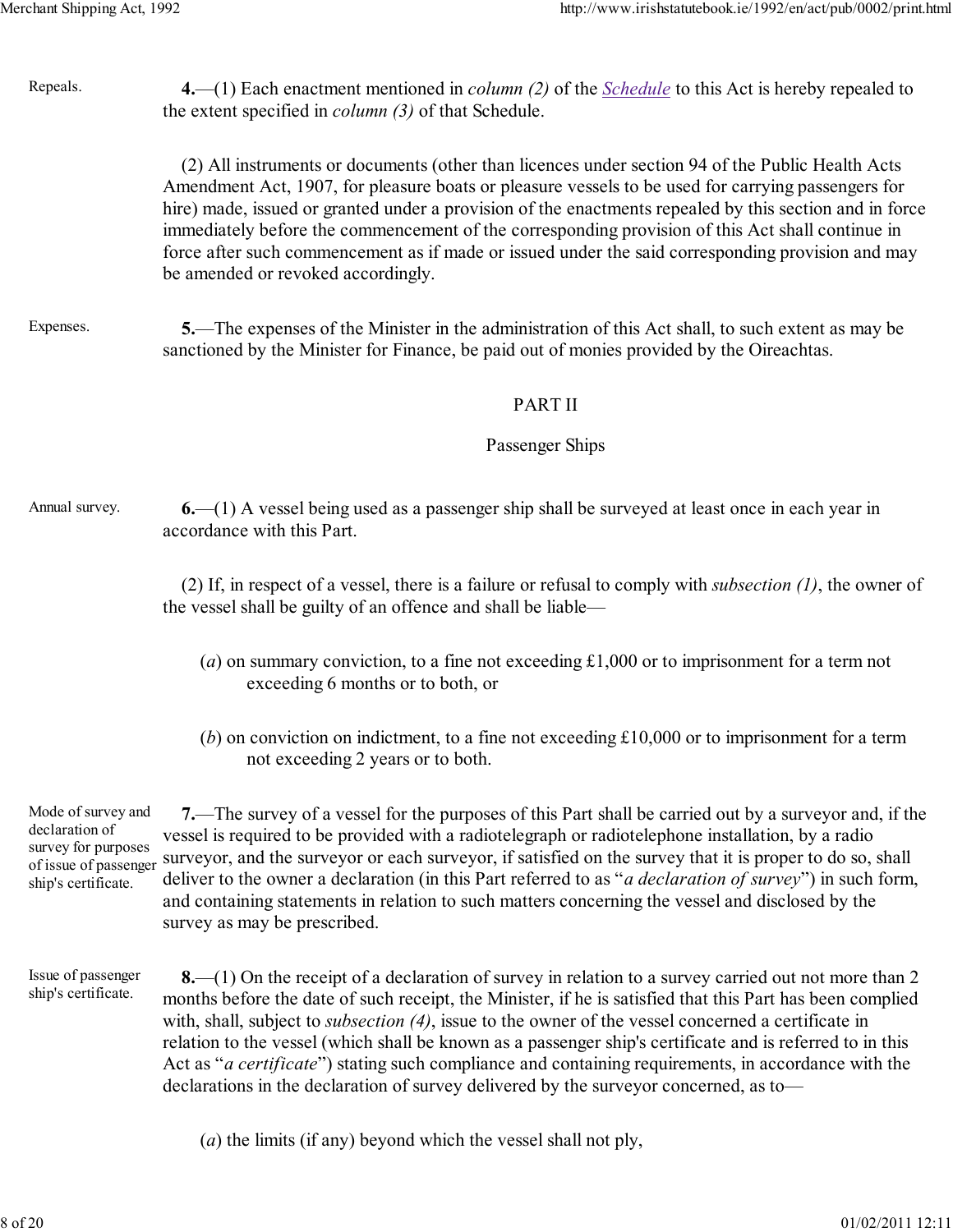Repeals.

**4.**—(1) Each enactment mentioned in *column (2)* of the *Schedule* to this Act is hereby repealed to the extent specified in *column (3)* of that Schedule.

(2) All instruments or documents (other than licences under section 94 of the Public Health Acts Amendment Act, 1907, for pleasure boats or pleasure vessels to be used for carrying passengers for hire) made, issued or granted under a provision of the enactments repealed by this section and in force immediately before the commencement of the corresponding provision of this Act shall continue in force after such commencement as if made or issued under the said corresponding provision and may be amended or revoked accordingly.

Expenses.

**5.**—The expenses of the Minister in the administration of this Act shall, to such extent as may be sanctioned by the Minister for Finance, be paid out of monies provided by the Oireachtas.

## PART II

## Passenger Ships

Annual survey.

**6.**—(1) A vessel being used as a passenger ship shall be surveyed at least once in each year in accordance with this Part.

(2) If, in respect of a vessel, there is a failure or refusal to comply with *subsection (1)*, the owner of the vessel shall be guilty of an offence and shall be liable—

(*a*) on summary conviction, to a fine not exceeding £1,000 or to imprisonment for a term not exceeding 6 months or to both, or

(*b*) on conviction on indictment, to a fine not exceeding £10,000 or to imprisonment for a term not exceeding 2 years or to both.

Mode of survey and declaration of survey for purposes of issue of passenger ship's certificate.

**7.**—The survey of a vessel for the purposes of this Part shall be carried out by a surveyor and, if the vessel is required to be provided with a radiotelegraph or radiotelephone installation, by a radio surveyor, and the surveyor or each surveyor, if satisfied on the survey that it is proper to do so, shall deliver to the owner a declaration (in this Part referred to as "*a declaration of survey*") in such form, and containing statements in relation to such matters concerning the vessel and disclosed by the survey as may be prescribed.

Issue of passenger ship's certificate.

**8.**—(1) On the receipt of a declaration of survey in relation to a survey carried out not more than 2 months before the date of such receipt, the Minister, if he is satisfied that this Part has been complied with, shall, subject to *subsection (4)*, issue to the owner of the vessel concerned a certificate in relation to the vessel (which shall be known as a passenger ship's certificate and is referred to in this Act as "*a certificate*") stating such compliance and containing requirements, in accordance with the declarations in the declaration of survey delivered by the surveyor concerned, as to—

(*a*) the limits (if any) beyond which the vessel shall not ply,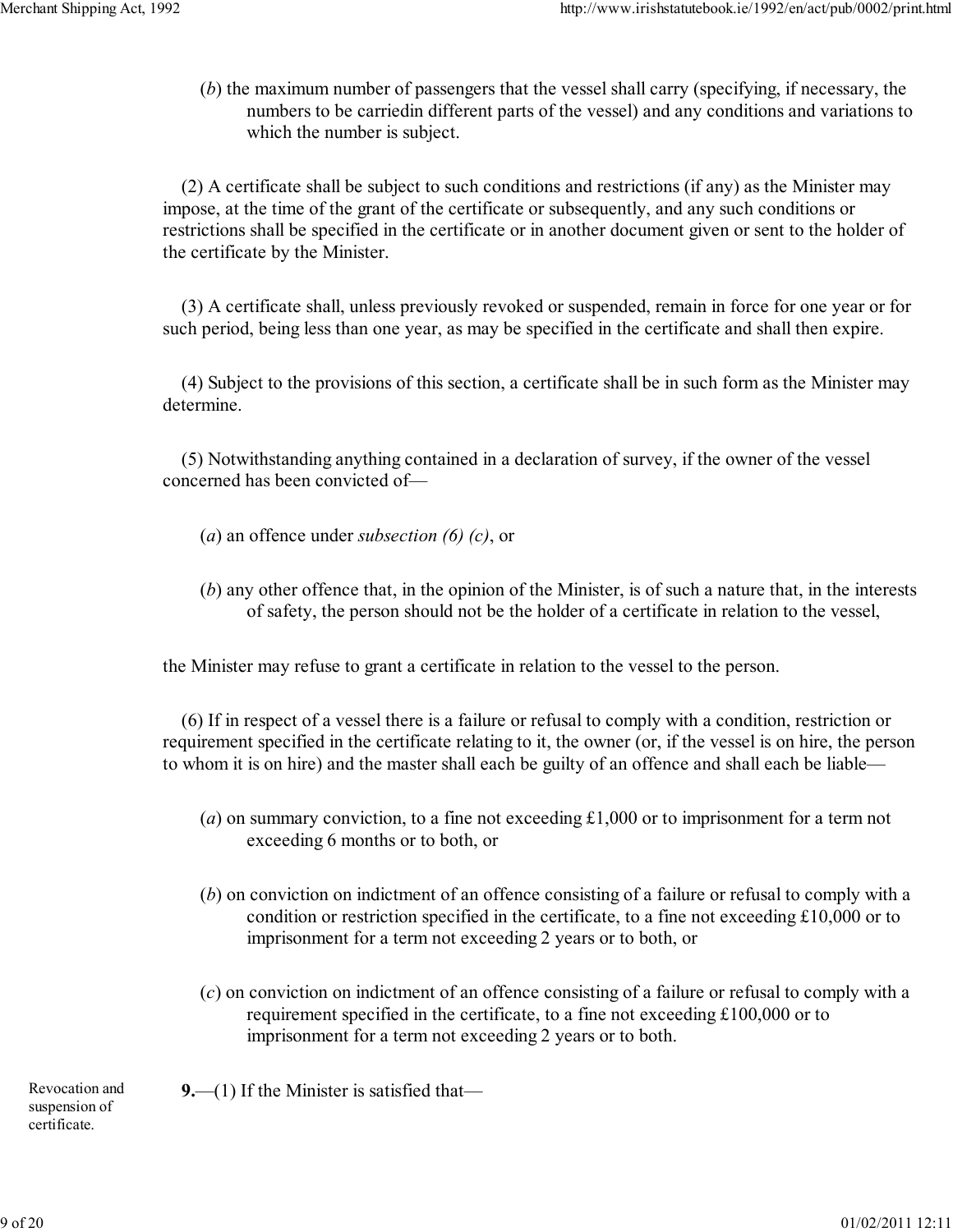(*b*) the maximum number of passengers that the vessel shall carry (specifying, if necessary, the numbers to be carriedin different parts of the vessel) and any conditions and variations to which the number is subject.

(2) A certificate shall be subject to such conditions and restrictions (if any) as the Minister may impose, at the time of the grant of the certificate or subsequently, and any such conditions or restrictions shall be specified in the certificate or in another document given or sent to the holder of the certificate by the Minister.

(3) A certificate shall, unless previously revoked or suspended, remain in force for one year or for such period, being less than one year, as may be specified in the certificate and shall then expire.

(4) Subject to the provisions of this section, a certificate shall be in such form as the Minister may determine.

(5) Notwithstanding anything contained in a declaration of survey, if the owner of the vessel concerned has been convicted of—

(*a*) an offence under *subsection (6) (c)*, or

(*b*) any other offence that, in the opinion of the Minister, is of such a nature that, in the interests of safety, the person should not be the holder of a certificate in relation to the vessel,

the Minister may refuse to grant a certificate in relation to the vessel to the person.

(6) If in respect of a vessel there is a failure or refusal to comply with a condition, restriction or requirement specified in the certificate relating to it, the owner (or, if the vessel is on hire, the person to whom it is on hire) and the master shall each be guilty of an offence and shall each be liable—

(*a*) on summary conviction, to a fine not exceeding £1,000 or to imprisonment for a term not exceeding 6 months or to both, or

(*b*) on conviction on indictment of an offence consisting of a failure or refusal to comply with a condition or restriction specified in the certificate, to a fine not exceeding £10,000 or to imprisonment for a term not exceeding 2 years or to both, or

(*c*) on conviction on indictment of an offence consisting of a failure or refusal to comply with a requirement specified in the certificate, to a fine not exceeding £100,000 or to imprisonment for a term not exceeding 2 years or to both.

Revocation and suspension of certificate.

**9.**—(1) If the Minister is satisfied that—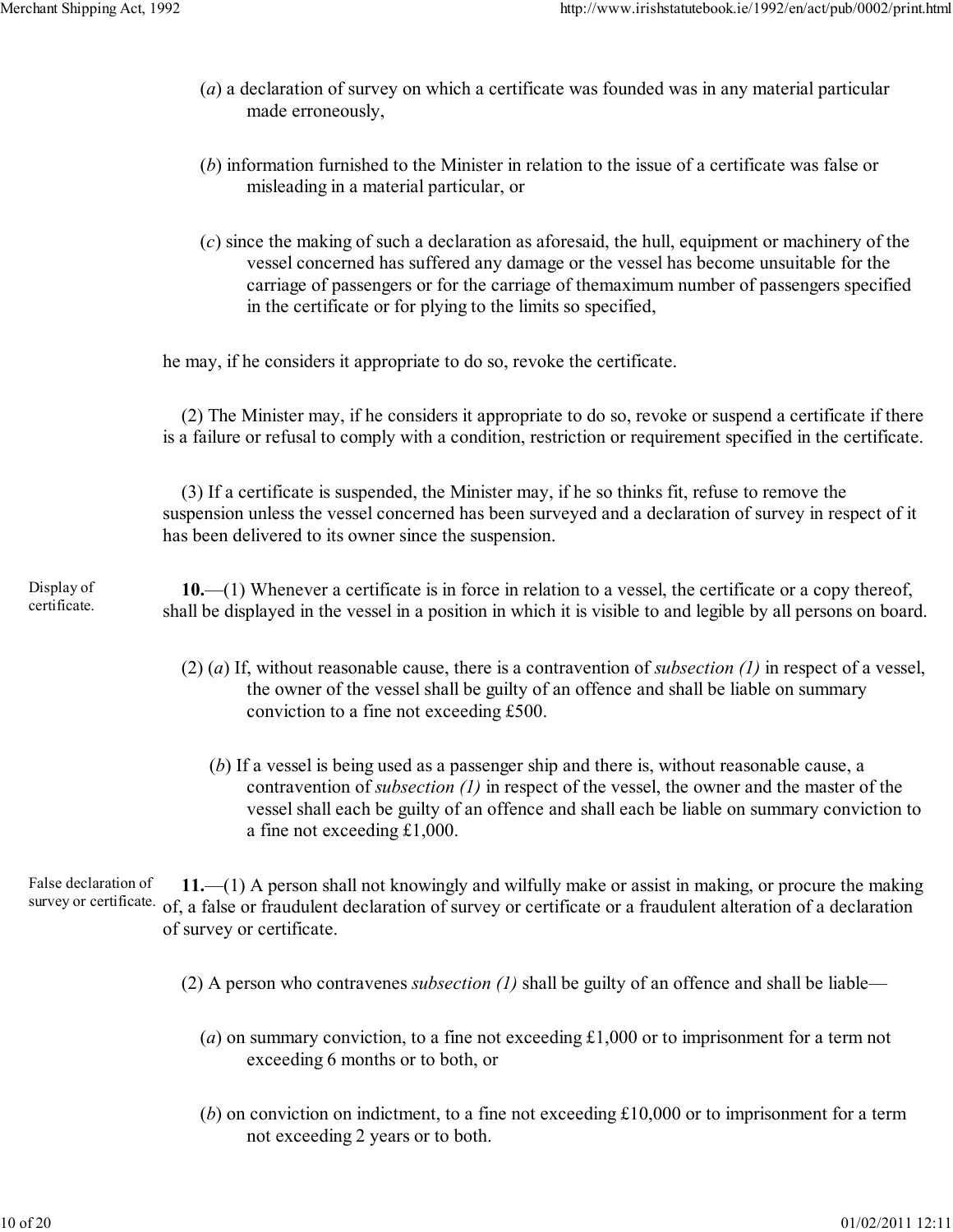(*a*) a declaration of survey on which a certificate was founded was in any material particular made erroneously,

(*b*) information furnished to the Minister in relation to the issue of a certificate was false or misleading in a material particular, or

(*c*) since the making of such a declaration as aforesaid, the hull, equipment or machinery of the vessel concerned has suffered any damage or the vessel has become unsuitable for the carriage of passengers or for the carriage of themaximum number of passengers specified in the certificate or for plying to the limits so specified,

he may, if he considers it appropriate to do so, revoke the certificate.

(2) The Minister may, if he considers it appropriate to do so, revoke or suspend a certificate if there is a failure or refusal to comply with a condition, restriction or requirement specified in the certificate.

(3) If a certificate is suspended, the Minister may, if he so thinks fit, refuse to remove the suspension unless the vessel concerned has been surveyed and a declaration of survey in respect of it has been delivered to its owner since the suspension.

Display of certificate.

**10.**—(1) Whenever a certificate is in force in relation to a vessel, the certificate or a copy thereof, shall be displayed in the vessel in a position in which it is visible to and legible by all persons on board.

(2) (*a*) If, without reasonable cause, there is a contravention of *subsection (1)* in respect of a vessel, the owner of the vessel shall be guilty of an offence and shall be liable on summary conviction to a fine not exceeding £500.

(*b*) If a vessel is being used as a passenger ship and there is, without reasonable cause, a contravention of *subsection (1)* in respect of the vessel, the owner and the master of the vessel shall each be guilty of an offence and shall each be liable on summary conviction to a fine not exceeding £1,000.

False declaration of survey or certificate.

**11.**—(1) A person shall not knowingly and wilfully make or assist in making, or procure the making of, a false or fraudulent declaration of survey or certificate or a fraudulent alteration of a declaration of survey or certificate.

(2) A person who contravenes *subsection (1)* shall be guilty of an offence and shall be liable—

(*a*) on summary conviction, to a fine not exceeding £1,000 or to imprisonment for a term not exceeding 6 months or to both, or

(*b*) on conviction on indictment, to a fine not exceeding £10,000 or to imprisonment for a term not exceeding 2 years or to both.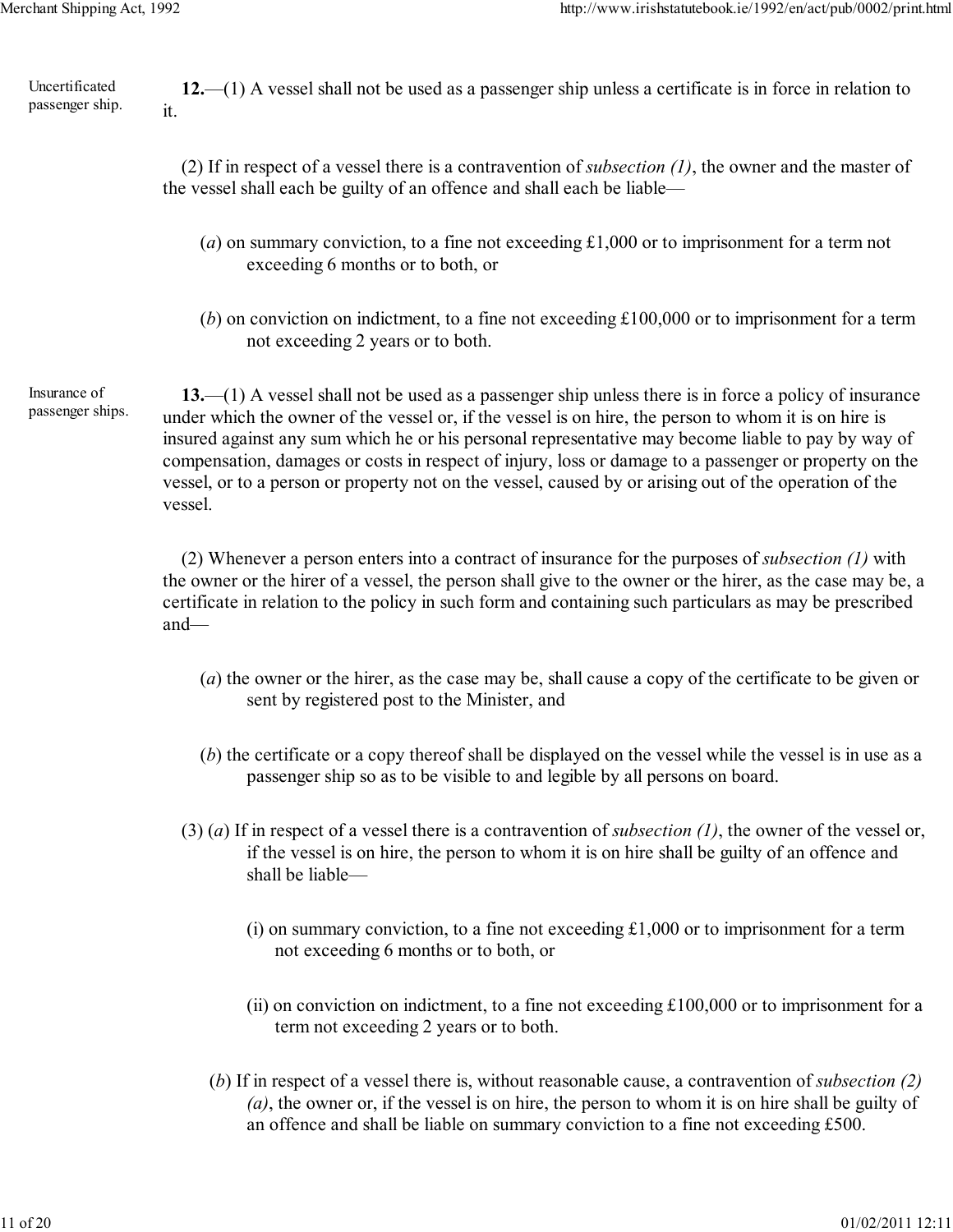Uncertificated passenger ship.

**12.**—(1) A vessel shall not be used as a passenger ship unless a certificate is in force in relation to it.

(2) If in respect of a vessel there is a contravention of *subsection (1)*, the owner and the master of the vessel shall each be guilty of an offence and shall each be liable—

(*a*) on summary conviction, to a fine not exceeding £1,000 or to imprisonment for a term not exceeding 6 months or to both, or

(*b*) on conviction on indictment, to a fine not exceeding £100,000 or to imprisonment for a term not exceeding 2 years or to both.

Insurance of passenger ships.

**13.**—(1) A vessel shall not be used as a passenger ship unless there is in force a policy of insurance under which the owner of the vessel or, if the vessel is on hire, the person to whom it is on hire is insured against any sum which he or his personal representative may become liable to pay by way of compensation, damages or costs in respect of injury, loss or damage to a passenger or property on the vessel, or to a person or property not on the vessel, caused by or arising out of the operation of the vessel.

(2) Whenever a person enters into a contract of insurance for the purposes of *subsection (1)* with the owner or the hirer of a vessel, the person shall give to the owner or the hirer, as the case may be, a certificate in relation to the policy in such form and containing such particulars as may be prescribed and—

(*a*) the owner or the hirer, as the case may be, shall cause a copy of the certificate to be given or sent by registered post to the Minister, and

(*b*) the certificate or a copy thereof shall be displayed on the vessel while the vessel is in use as a passenger ship so as to be visible to and legible by all persons on board.

(3) (*a*) If in respect of a vessel there is a contravention of *subsection (1)*, the owner of the vessel or, if the vessel is on hire, the person to whom it is on hire shall be guilty of an offence and shall be liable—

(i) on summary conviction, to a fine not exceeding £1,000 or to imprisonment for a term not exceeding 6 months or to both, or

(ii) on conviction on indictment, to a fine not exceeding £100,000 or to imprisonment for a term not exceeding 2 years or to both.

(*b*) If in respect of a vessel there is, without reasonable cause, a contravention of *subsection (2) (a)*, the owner or, if the vessel is on hire, the person to whom it is on hire shall be guilty of an offence and shall be liable on summary conviction to a fine not exceeding £500.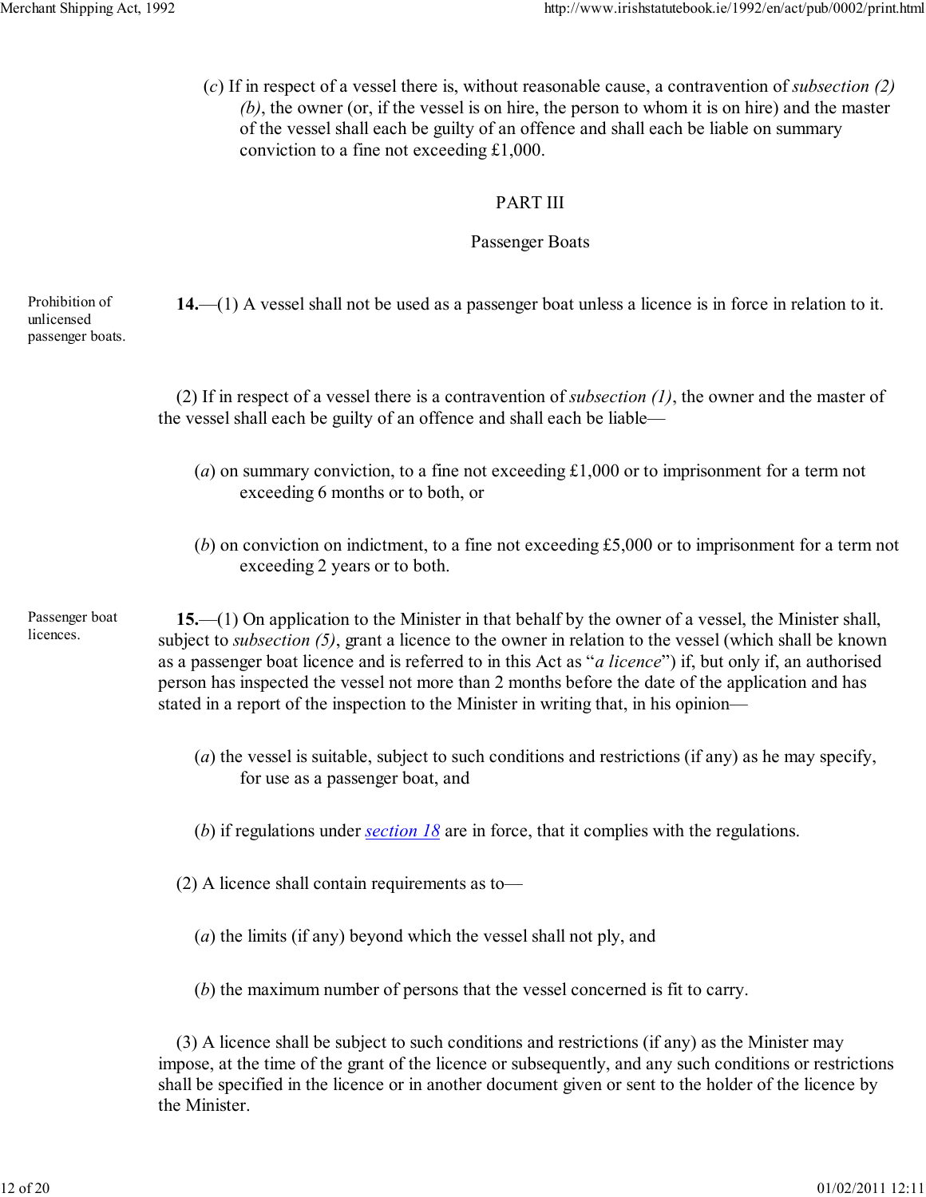(*c*) If in respect of a vessel there is, without reasonable cause, a contravention of *subsection (2) (b)*, the owner (or, if the vessel is on hire, the person to whom it is on hire) and the master of the vessel shall each be guilty of an offence and shall each be liable on summary conviction to a fine not exceeding £1,000.

## PART III

## Passenger Boats

Prohibition of unlicensed passenger boats.

**14.**—(1) A vessel shall not be used as a passenger boat unless a licence is in force in relation to it.

(2) If in respect of a vessel there is a contravention of *subsection (1)*, the owner and the master of the vessel shall each be guilty of an offence and shall each be liable—

(*a*) on summary conviction, to a fine not exceeding £1,000 or to imprisonment for a term not exceeding 6 months or to both, or

(*b*) on conviction on indictment, to a fine not exceeding £5,000 or to imprisonment for a term not exceeding 2 years or to both.

Passenger boat licences.

**15.**—(1) On application to the Minister in that behalf by the owner of a vessel, the Minister shall, subject to *subsection (5)*, grant a licence to the owner in relation to the vessel (which shall be known as a passenger boat licence and is referred to in this Act as "*a licence*") if, but only if, an authorised person has inspected the vessel not more than 2 months before the date of the application and has stated in a report of the inspection to the Minister in writing that, in his opinion—

(*a*) the vessel is suitable, subject to such conditions and restrictions (if any) as he may specify, for use as a passenger boat, and

(*b*) if regulations under *section 18* are in force, that it complies with the regulations.

(2) A licence shall contain requirements as to—

(*a*) the limits (if any) beyond which the vessel shall not ply, and

(*b*) the maximum number of persons that the vessel concerned is fit to carry.

(3) A licence shall be subject to such conditions and restrictions (if any) as the Minister may impose, at the time of the grant of the licence or subsequently, and any such conditions or restrictions shall be specified in the licence or in another document given or sent to the holder of the licence by the Minister.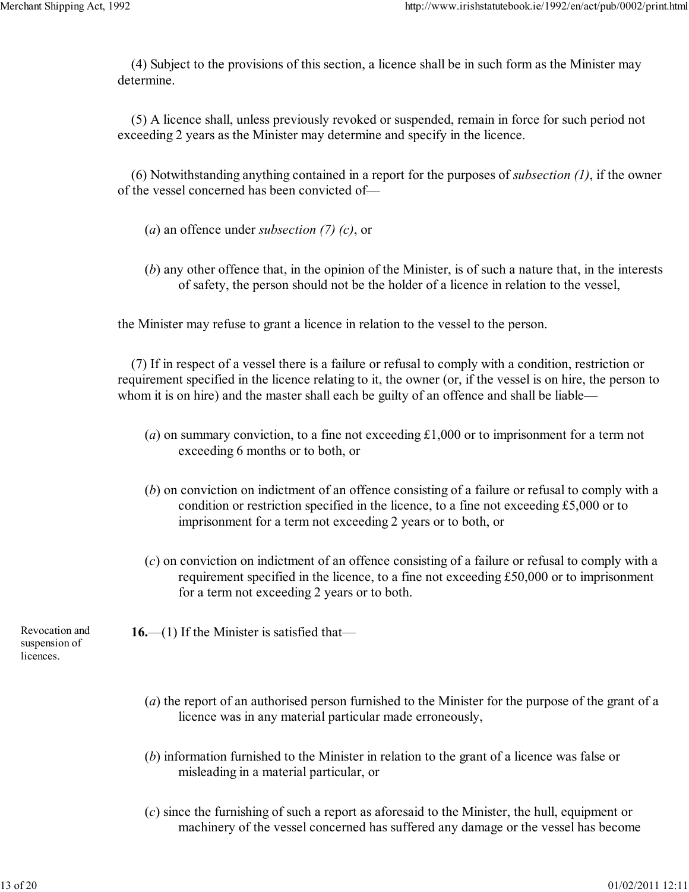(4) Subject to the provisions of this section, a licence shall be in such form as the Minister may determine.

(5) A licence shall, unless previously revoked or suspended, remain in force for such period not exceeding 2 years as the Minister may determine and specify in the licence.

(6) Notwithstanding anything contained in a report for the purposes of *subsection (1)*, if the owner of the vessel concerned has been convicted of—

(*a*) an offence under *subsection (7) (c)*, or

(*b*) any other offence that, in the opinion of the Minister, is of such a nature that, in the interests of safety, the person should not be the holder of a licence in relation to the vessel,

the Minister may refuse to grant a licence in relation to the vessel to the person.

(7) If in respect of a vessel there is a failure or refusal to comply with a condition, restriction or requirement specified in the licence relating to it, the owner (or, if the vessel is on hire, the person to whom it is on hire) and the master shall each be guilty of an offence and shall be liable—

(*a*) on summary conviction, to a fine not exceeding £1,000 or to imprisonment for a term not exceeding 6 months or to both, or

(*b*) on conviction on indictment of an offence consisting of a failure or refusal to comply with a condition or restriction specified in the licence, to a fine not exceeding £5,000 or to imprisonment for a term not exceeding 2 years or to both, or

(*c*) on conviction on indictment of an offence consisting of a failure or refusal to comply with a requirement specified in the licence, to a fine not exceeding £50,000 or to imprisonment for a term not exceeding 2 years or to both.

Revocation and suspension of licences.

**16.**—(1) If the Minister is satisfied that—

(*a*) the report of an authorised person furnished to the Minister for the purpose of the grant of a licence was in any material particular made erroneously,

(*b*) information furnished to the Minister in relation to the grant of a licence was false or misleading in a material particular, or

(*c*) since the furnishing of such a report as aforesaid to the Minister, the hull, equipment or machinery of the vessel concerned has suffered any damage or the vessel has become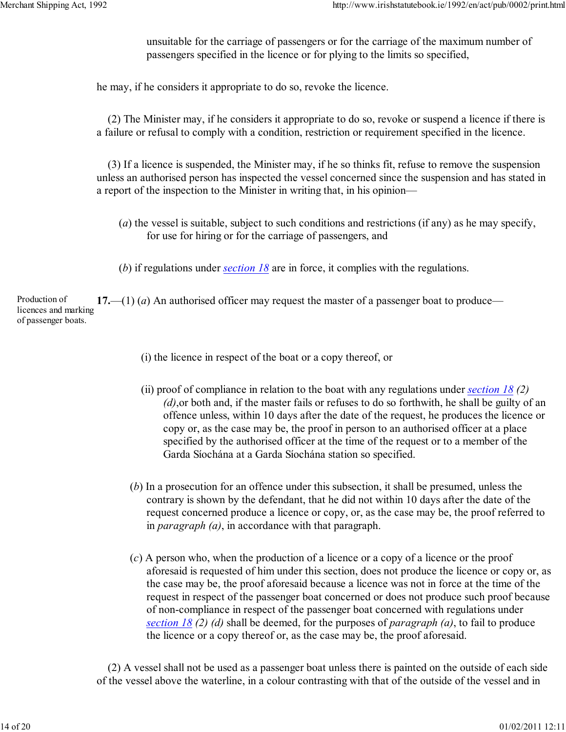unsuitable for the carriage of passengers or for the carriage of the maximum number of passengers specified in the licence or for plying to the limits so specified,

he may, if he considers it appropriate to do so, revoke the licence.

(2) The Minister may, if he considers it appropriate to do so, revoke or suspend a licence if there is a failure or refusal to comply with a condition, restriction or requirement specified in the licence.

(3) If a licence is suspended, the Minister may, if he so thinks fit, refuse to remove the suspension unless an authorised person has inspected the vessel concerned since the suspension and has stated in a report of the inspection to the Minister in writing that, in his opinion—

(*a*) the vessel is suitable, subject to such conditions and restrictions (if any) as he may specify, for use for hiring or for the carriage of passengers, and

(*b*) if regulations under *section 18* are in force, it complies with the regulations.

Production of licences and marking of passenger boats.

**17.**—(1) (*a*) An authorised officer may request the master of a passenger boat to produce—

(i) the licence in respect of the boat or a copy thereof, or

(ii) proof of compliance in relation to the boat with any regulations under *section 18 (2) (d)*,or both and, if the master fails or refuses to do so forthwith, he shall be guilty of an offence unless, within 10 days after the date of the request, he produces the licence or copy or, as the case may be, the proof in person to an authorised officer at a place specified by the authorised officer at the time of the request or to a member of the Garda Síochána at a Garda Síochána station so specified.

(*b*) In a prosecution for an offence under this subsection, it shall be presumed, unless the contrary is shown by the defendant, that he did not within 10 days after the date of the request concerned produce a licence or copy, or, as the case may be, the proof referred to in *paragraph (a)*, in accordance with that paragraph.

(*c*) A person who, when the production of a licence or a copy of a licence or the proof aforesaid is requested of him under this section, does not produce the licence or copy or, as the case may be, the proof aforesaid because a licence was not in force at the time of the request in respect of the passenger boat concerned or does not produce such proof because of non-compliance in respect of the passenger boat concerned with regulations under *section 18 (2) (d)* shall be deemed, for the purposes of *paragraph (a)*, to fail to produce the licence or a copy thereof or, as the case may be, the proof aforesaid.

(2) A vessel shall not be used as a passenger boat unless there is painted on the outside of each side of the vessel above the waterline, in a colour contrasting with that of the outside of the vessel and in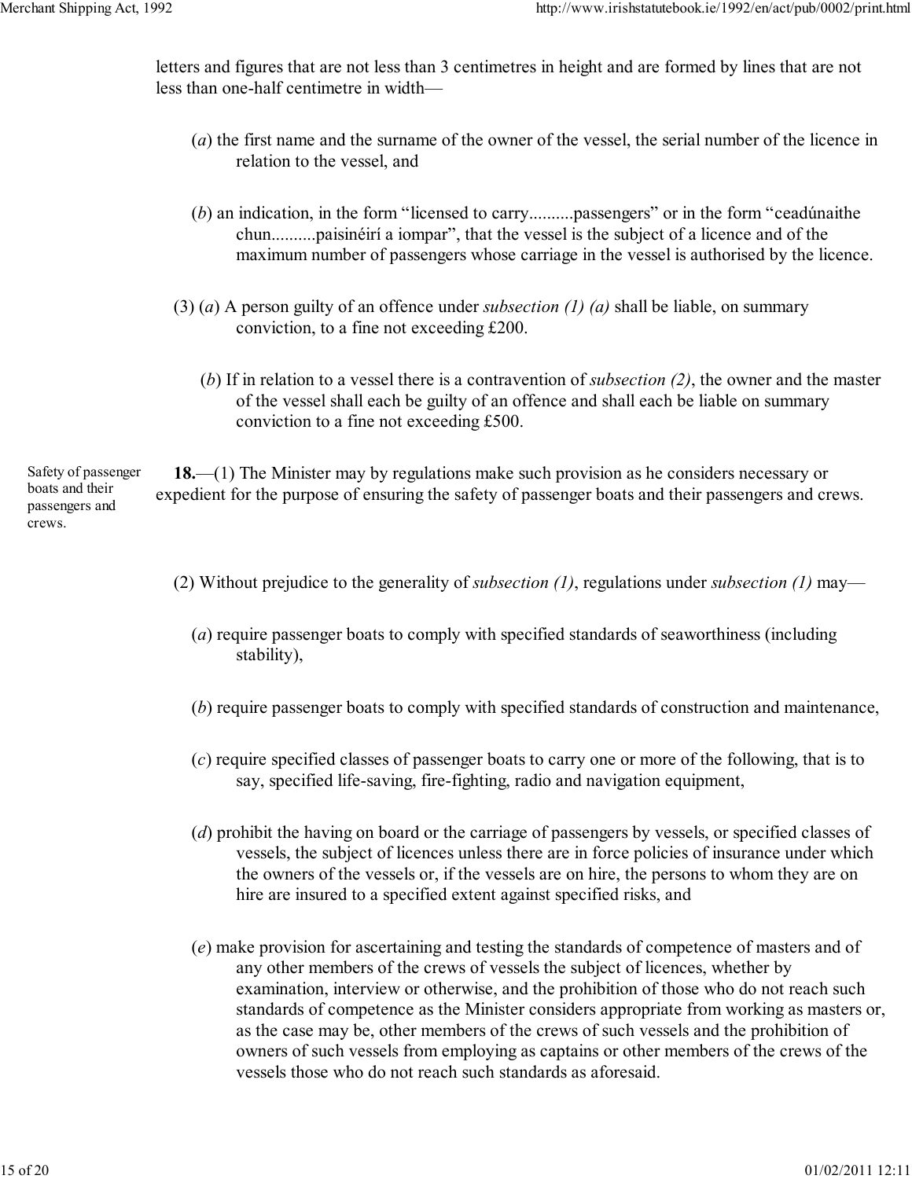letters and figures that are not less than 3 centimetres in height and are formed by lines that are not less than one-half centimetre in width—

(*a*) the first name and the surname of the owner of the vessel, the serial number of the licence in relation to the vessel, and

(*b*) an indication, in the form “licensed to carry..........passengers” or in the form “ceadúnaithe chun..........paisinéirí a iompar”, that the vessel is the subject of a licence and of the maximum number of passengers whose carriage in the vessel is authorised by the licence.

(3) (*a*) A person guilty of an offence under *subsection (1) (a)* shall be liable, on summary conviction, to a fine not exceeding £200.

(*b*) If in relation to a vessel there is a contravention of *subsection (2)*, the owner and the master of the vessel shall each be guilty of an offence and shall each be liable on summary conviction to a fine not exceeding £500.

Safety of passenger boats and their passengers and crews.

**18.**—(1) The Minister may by regulations make such provision as he considers necessary or expedient for the purpose of ensuring the safety of passenger boats and their passengers and crews.

(2) Without prejudice to the generality of *subsection (1)*, regulations under *subsection (1)* may—

(*a*) require passenger boats to comply with specified standards of seaworthiness (including stability),

(*b*) require passenger boats to comply with specified standards of construction and maintenance,

(*c*) require specified classes of passenger boats to carry one or more of the following, that is to say, specified life-saving, fire-fighting, radio and navigation equipment,

(*d*) prohibit the having on board or the carriage of passengers by vessels, or specified classes of vessels, the subject of licences unless there are in force policies of insurance under which the owners of the vessels or, if the vessels are on hire, the persons to whom they are on hire are insured to a specified extent against specified risks, and

(*e*) make provision for ascertaining and testing the standards of competence of masters and of any other members of the crews of vessels the subject of licences, whether by examination, interview or otherwise, and the prohibition of those who do not reach such standards of competence as the Minister considers appropriate from working as masters or, as the case may be, other members of the crews of such vessels and the prohibition of owners of such vessels from employing as captains or other members of the crews of the vessels those who do not reach such standards as aforesaid.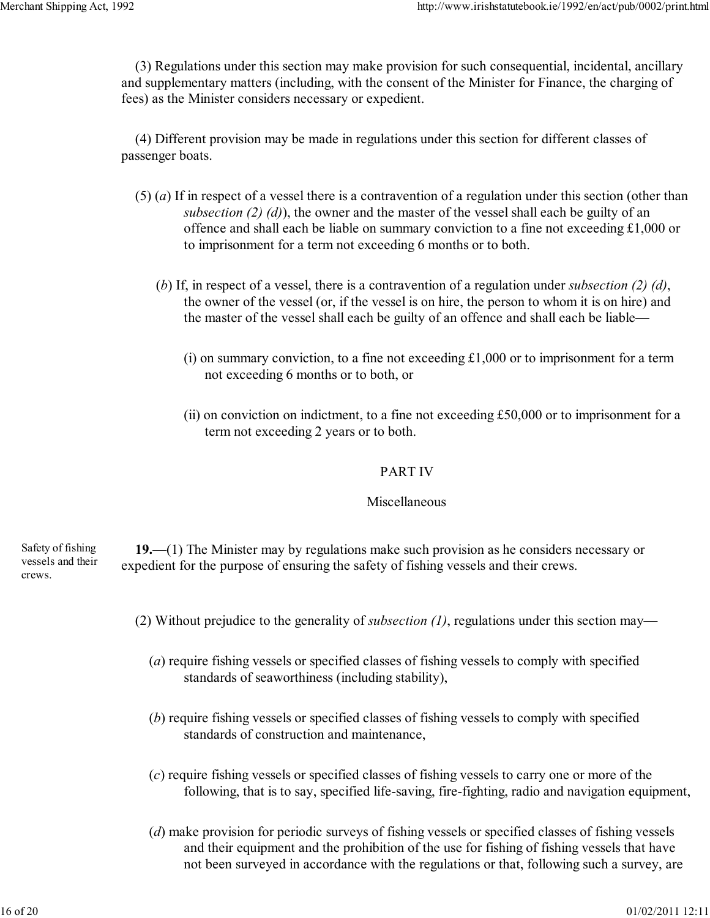(3) Regulations under this section may make provision for such consequential, incidental, ancillary and supplementary matters (including, with the consent of the Minister for Finance, the charging of fees) as the Minister considers necessary or expedient.

(4) Different provision may be made in regulations under this section for different classes of passenger boats.

(5) (*a*) If in respect of a vessel there is a contravention of a regulation under this section (other than *subsection (2) (d)*), the owner and the master of the vessel shall each be guilty of an offence and shall each be liable on summary conviction to a fine not exceeding £1,000 or to imprisonment for a term not exceeding 6 months or to both.

(*b*) If, in respect of a vessel, there is a contravention of a regulation under *subsection (2) (d)*, the owner of the vessel (or, if the vessel is on hire, the person to whom it is on hire) and the master of the vessel shall each be guilty of an offence and shall each be liable—

(i) on summary conviction, to a fine not exceeding £1,000 or to imprisonment for a term not exceeding 6 months or to both, or

(ii) on conviction on indictment, to a fine not exceeding £50,000 or to imprisonment for a term not exceeding 2 years or to both.

## PART IV

## Miscellaneous

Safety of fishing vessels and their crews.

**19.**—(1) The Minister may by regulations make such provision as he considers necessary or expedient for the purpose of ensuring the safety of fishing vessels and their crews.

(2) Without prejudice to the generality of *subsection (1)*, regulations under this section may—

(*a*) require fishing vessels or specified classes of fishing vessels to comply with specified standards of seaworthiness (including stability),

(*b*) require fishing vessels or specified classes of fishing vessels to comply with specified standards of construction and maintenance,

(*c*) require fishing vessels or specified classes of fishing vessels to carry one or more of the following, that is to say, specified life-saving, fire-fighting, radio and navigation equipment,

(*d*) make provision for periodic surveys of fishing vessels or specified classes of fishing vessels and their equipment and the prohibition of the use for fishing of fishing vessels that have not been surveyed in accordance with the regulations or that, following such a survey, are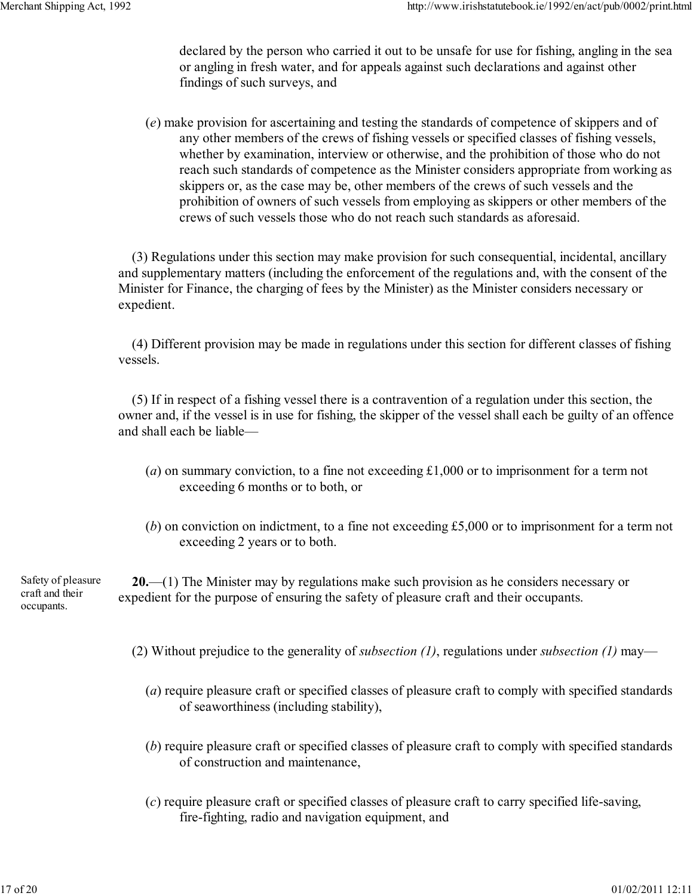declared by the person who carried it out to be unsafe for use for fishing, angling in the sea or angling in fresh water, and for appeals against such declarations and against other findings of such surveys, and

(*e*) make provision for ascertaining and testing the standards of competence of skippers and of any other members of the crews of fishing vessels or specified classes of fishing vessels, whether by examination, interview or otherwise, and the prohibition of those who do not reach such standards of competence as the Minister considers appropriate from working as skippers or, as the case may be, other members of the crews of such vessels and the prohibition of owners of such vessels from employing as skippers or other members of the crews of such vessels those who do not reach such standards as aforesaid.

(3) Regulations under this section may make provision for such consequential, incidental, ancillary and supplementary matters (including the enforcement of the regulations and, with the consent of the Minister for Finance, the charging of fees by the Minister) as the Minister considers necessary or expedient.

(4) Different provision may be made in regulations under this section for different classes of fishing vessels.

(5) If in respect of a fishing vessel there is a contravention of a regulation under this section, the owner and, if the vessel is in use for fishing, the skipper of the vessel shall each be guilty of an offence and shall each be liable—

(*a*) on summary conviction, to a fine not exceeding £1,000 or to imprisonment for a term not exceeding 6 months or to both, or

(*b*) on conviction on indictment, to a fine not exceeding £5,000 or to imprisonment for a term not exceeding 2 years or to both.

Safety of pleasure craft and their occupants.

**20.**—(1) The Minister may by regulations make such provision as he considers necessary or expedient for the purpose of ensuring the safety of pleasure craft and their occupants.

(2) Without prejudice to the generality of *subsection (1)*, regulations under *subsection (1)* may—

(*a*) require pleasure craft or specified classes of pleasure craft to comply with specified standards of seaworthiness (including stability),

(*b*) require pleasure craft or specified classes of pleasure craft to comply with specified standards of construction and maintenance,

(*c*) require pleasure craft or specified classes of pleasure craft to carry specified life-saving, fire-fighting, radio and navigation equipment, and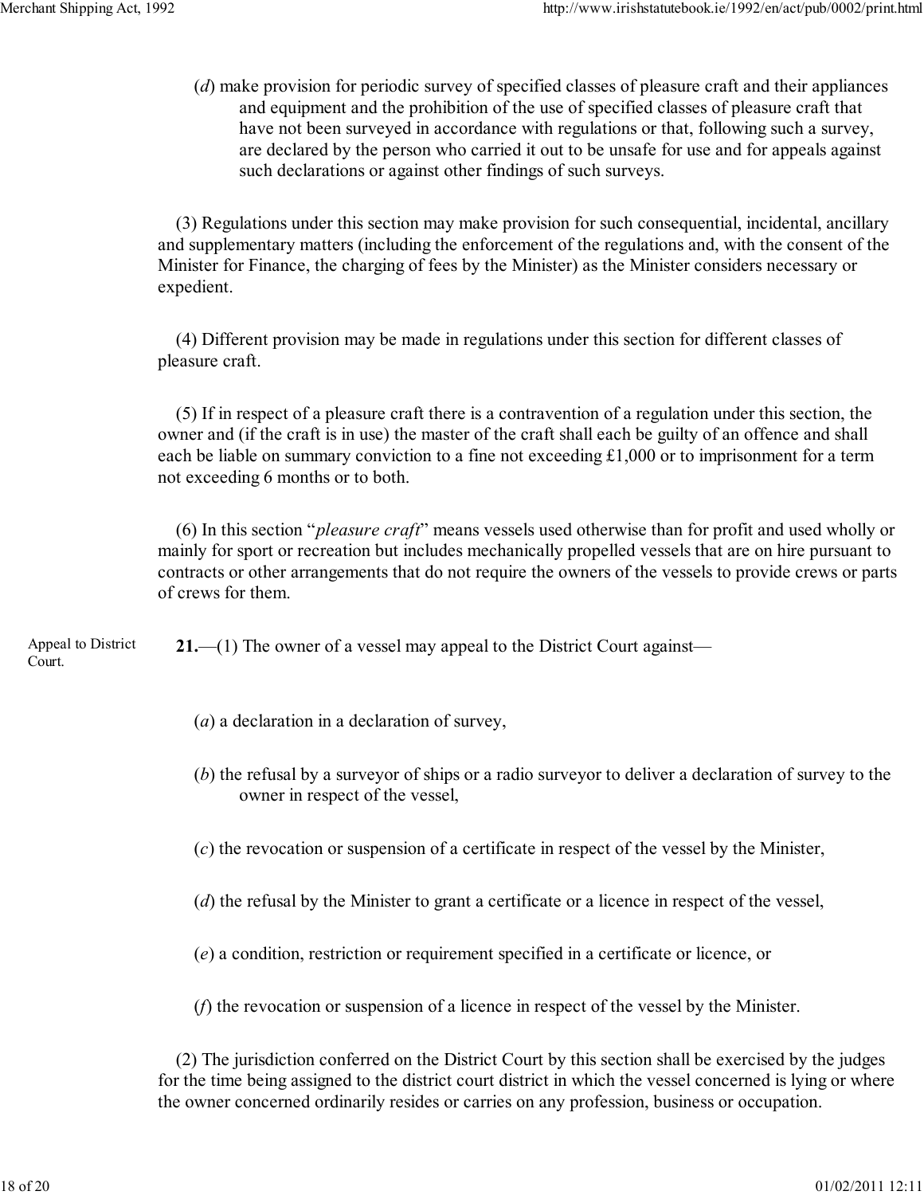(*d*) make provision for periodic survey of specified classes of pleasure craft and their appliances and equipment and the prohibition of the use of specified classes of pleasure craft that have not been surveyed in accordance with regulations or that, following such a survey, are declared by the person who carried it out to be unsafe for use and for appeals against such declarations or against other findings of such surveys.

(3) Regulations under this section may make provision for such consequential, incidental, ancillary and supplementary matters (including the enforcement of the regulations and, with the consent of the Minister for Finance, the charging of fees by the Minister) as the Minister considers necessary or expedient.

(4) Different provision may be made in regulations under this section for different classes of pleasure craft.

(5) If in respect of a pleasure craft there is a contravention of a regulation under this section, the owner and (if the craft is in use) the master of the craft shall each be guilty of an offence and shall each be liable on summary conviction to a fine not exceeding £1,000 or to imprisonment for a term not exceeding 6 months or to both.

(6) In this section "*pleasure craft*" means vessels used otherwise than for profit and used wholly or mainly for sport or recreation but includes mechanically propelled vessels that are on hire pursuant to contracts or other arrangements that do not require the owners of the vessels to provide crews or parts of crews for them.

Appeal to District Court.

**21.**—(1) The owner of a vessel may appeal to the District Court against—

(*a*) a declaration in a declaration of survey,

(*b*) the refusal by a surveyor of ships or a radio surveyor to deliver a declaration of survey to the owner in respect of the vessel,

(*c*) the revocation or suspension of a certificate in respect of the vessel by the Minister,

(*d*) the refusal by the Minister to grant a certificate or a licence in respect of the vessel,

(*e*) a condition, restriction or requirement specified in a certificate or licence, or

(*f*) the revocation or suspension of a licence in respect of the vessel by the Minister.

(2) The jurisdiction conferred on the District Court by this section shall be exercised by the judges for the time being assigned to the district court district in which the vessel concerned is lying or where the owner concerned ordinarily resides or carries on any profession, business or occupation.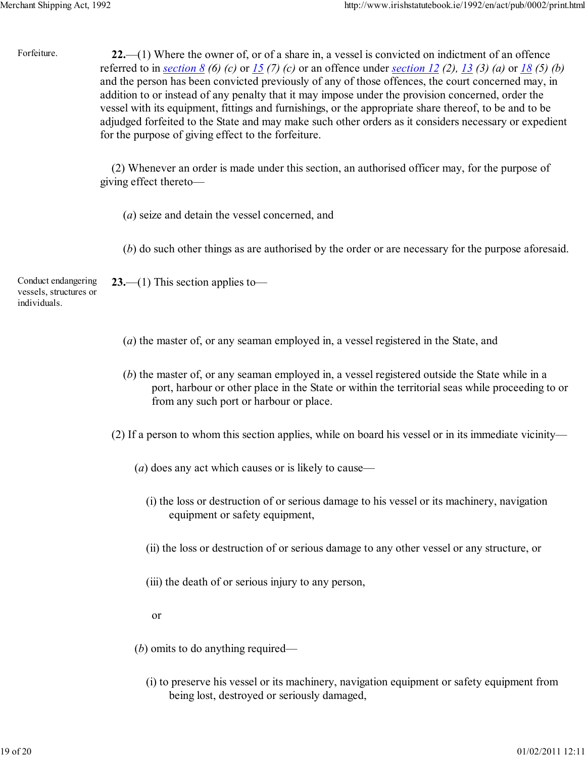**Forfeiture.**

**22.**—(1) Where the owner of, or of a share in, a vessel is convicted on indictment of an offence referred to in section 8 *(6) (c)* or 15 *(7) (c)* or an offence under section 12 *(2)*, 13 *(3) (a)* or 18 *(5) (b)* and the person has been convicted previously of any of those offences, the court concerned may, in addition to or instead of any penalty that it may impose under the provision concerned, order the vessel with its equipment, fittings and furnishings, or the appropriate share thereof, to be and to be adjudged forfeited to the State and may make such other orders as it considers necessary or expedient for the purpose of giving effect to the forfeiture.

(2) Whenever an order is made under this section, an authorised officer may, for the purpose of giving effect thereto—

(*a*) seize and detain the vessel concerned, and

(*b*) do such other things as are authorised by the order or are necessary for the purpose aforesaid.

**Conduct endangering vessels, structures or individuals.**

**23.**—(1) This section applies to—

(*a*) the master of, or any seaman employed in, a vessel registered in the State, and

(*b*) the master of, or any seaman employed in, a vessel registered outside the State while in a port, harbour or other place in the State or within the territorial seas while proceeding to or from any such port or harbour or place.

(2) If a person to whom this section applies, while on board his vessel or in its immediate vicinity—

(*a*) does any act which causes or is likely to cause—

(i) the loss or destruction of or serious damage to his vessel or its machinery, navigation equipment or safety equipment,

(ii) the loss or destruction of or serious damage to any other vessel or any structure, or

(iii) the death of or serious injury to any person,

or

(*b*) omits to do anything required—

(i) to preserve his vessel or its machinery, navigation equipment or safety equipment from being lost, destroyed or seriously damaged,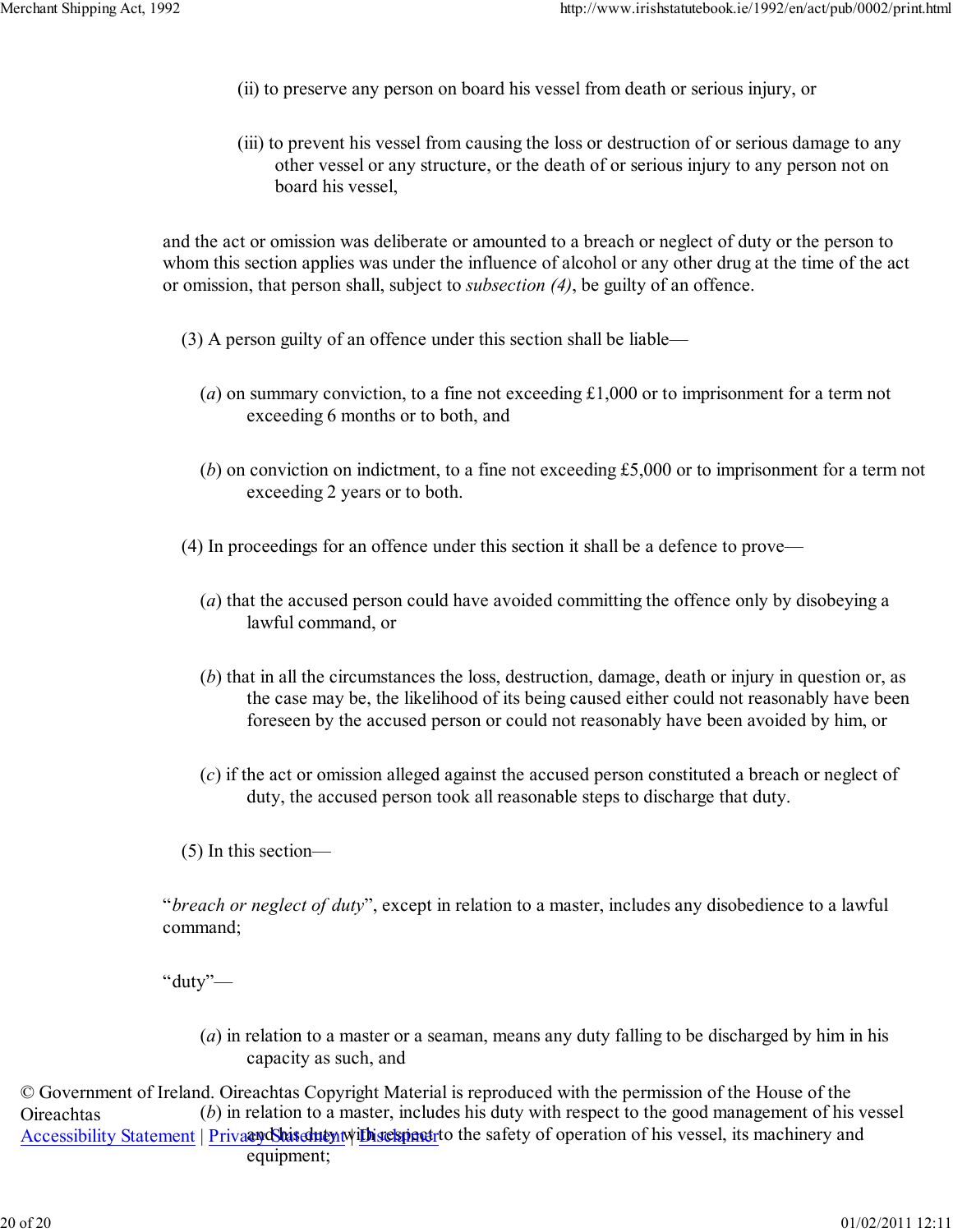(ii) to preserve any person on board his vessel from death or serious injury, or

(iii) to prevent his vessel from causing the loss or destruction of or serious damage to any other vessel or any structure, or the death of or serious injury to any person not on board his vessel,

and the act or omission was deliberate or amounted to a breach or neglect of duty or the person to whom this section applies was under the influence of alcohol or any other drug at the time of the act or omission, that person shall, subject to *subsection (4)*, be guilty of an offence.

(3) A person guilty of an offence under this section shall be liable—

(*a*) on summary conviction, to a fine not exceeding £1,000 or to imprisonment for a term not exceeding 6 months or to both, and

(*b*) on conviction on indictment, to a fine not exceeding £5,000 or to imprisonment for a term not exceeding 2 years or to both.

(4) In proceedings for an offence under this section it shall be a defence to prove—

(*a*) that the accused person could have avoided committing the offence only by disobeying a lawful command, or

(*b*) that in all the circumstances the loss, destruction, damage, death or injury in question or, as the case may be, the likelihood of its being caused either could not reasonably have been foreseen by the accused person or could not reasonably have been avoided by him, or

(*c*) if the act or omission alleged against the accused person constituted a breach or neglect of duty, the accused person took all reasonable steps to discharge that duty.

(5) In this section—

"*breach or neglect of duty*", except in relation to a master, includes any disobedience to a lawful command;

"duty"—

(*a*) in relation to a master or a seaman, means any duty falling to be discharged by him in his capacity as such, and

(*b*) in relation to a master, includes his duty with respect to the good management of his vessel and his duty with respect to the safety of operation of his vessel, its machinery and equipment;